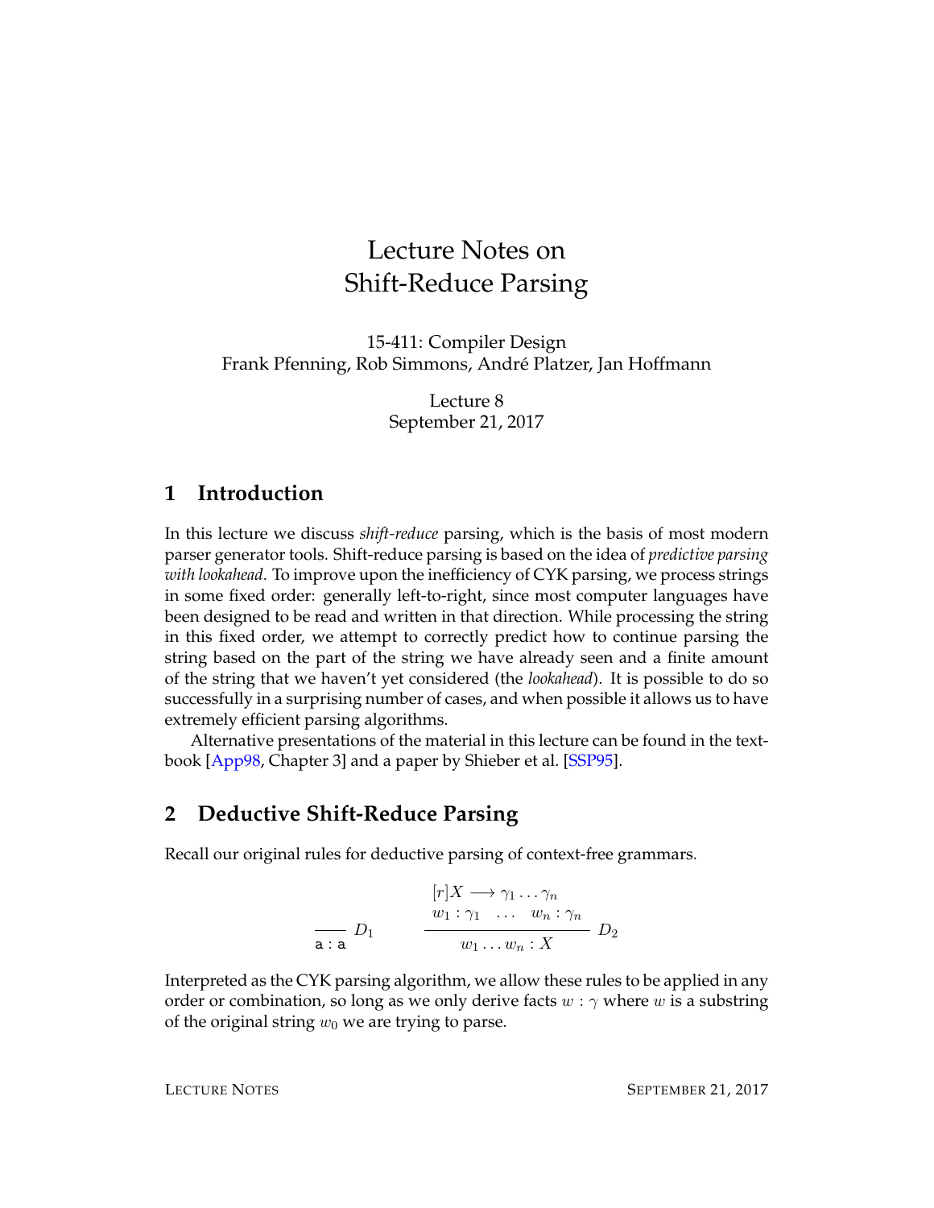# Lecture Notes on Shift-Reduce Parsing

15-411: Compiler Design
Frank Pfenning, Rob Simmons, André Platzer, Jan Hoffmann

Lecture 8
September 21, 2017

## 1 Introduction

In this lecture we discuss *shift-reduce* parsing, which is the basis of most modern parser generator tools. Shift-reduce parsing is based on the idea of *predictive parsing with lookahead*. To improve upon the inefficiency of CYK parsing, we process strings in some fixed order: generally left-to-right, since most computer languages have been designed to be read and written in that direction. While processing the string in this fixed order, we attempt to correctly predict how to continue parsing the string based on the part of the string we have already seen and a finite amount of the string that we haven't yet considered (the *lookahead*). It is possible to do so successfully in a surprising number of cases, and when possible it allows us to have extremely efficient parsing algorithms.

Alternative presentations of the material in this lecture can be found in the textbook [App98, Chapter 3] and a paper by Shieber et al. [SSP95].

## 2 Deductive Shift-Reduce Parsing

Recall our original rules for deductive parsing of context-free grammars.

$$\frac{}{\texttt{a} : \texttt{a}}\ D_1 \qquad \frac{[r]X \longrightarrow \gamma_1 \ldots \gamma_n \quad w_1 : \gamma_1 \quad \ldots \quad w_n : \gamma_n}{w_1 \ldots w_n : X}\ D_2$$

Interpreted as the CYK parsing algorithm, we allow these rules to be applied in any order or combination, so long as we only derive facts $w : \gamma$ where $w$ is a substring of the original string $w_0$ we are trying to parse.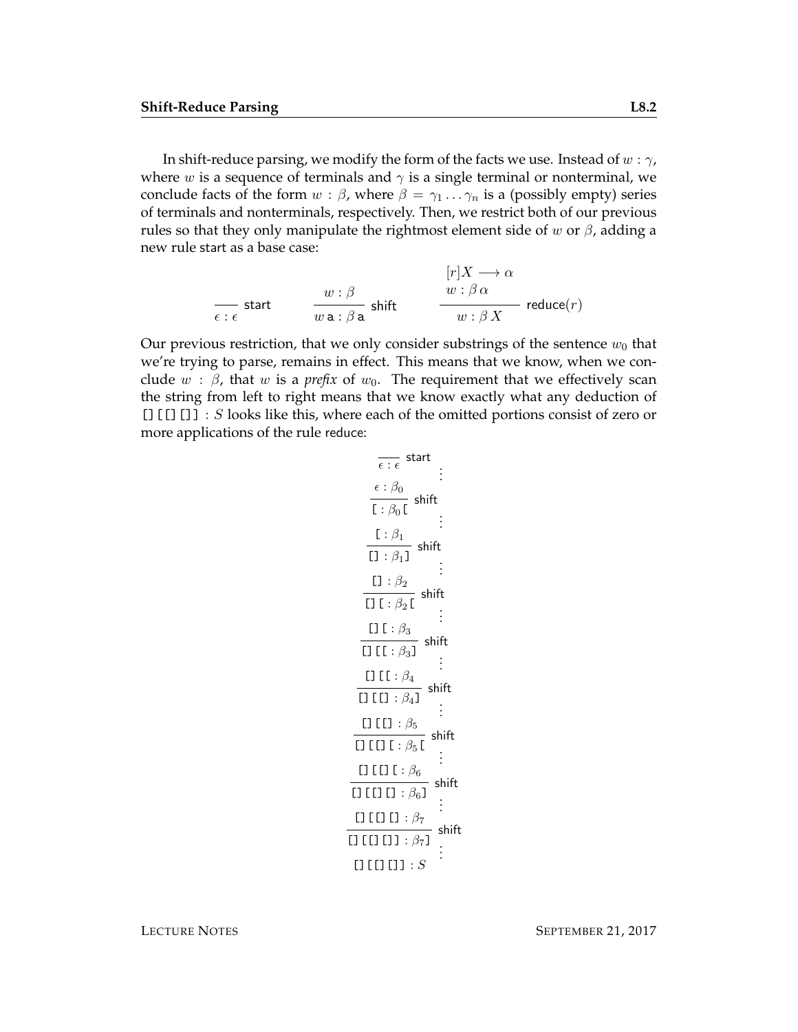In shift-reduce parsing, we modify the form of the facts we use. Instead of $w : \gamma$, where $w$ is a sequence of terminals and $\gamma$ is a single terminal or nonterminal, we conclude facts of the form $w : \beta$, where $\beta = \gamma_1 \ldots \gamma_n$ is a (possibly empty) series of terminals and nonterminals, respectively. Then, we restrict both of our previous rules so that they only manipulate the rightmost element side of $w$ or $\beta$, adding a new rule start as a base case:

$$\frac{}{\epsilon : \epsilon}\ \textsf{start} \qquad \frac{w : \beta}{w\,\mathtt{a} : \beta\,\mathtt{a}}\ \textsf{shift} \qquad \frac{[r]X \longrightarrow \alpha \quad w : \beta\,\alpha}{w : \beta\,X}\ \textsf{reduce}(r)$$

Our previous restriction, that we only consider substrings of the sentence $w_0$ that we're trying to parse, remains in effect. This means that we know, when we conclude $w : \beta$, that $w$ is a *prefix* of $w_0$. The requirement that we effectively scan the string from left to right means that we know exactly what any deduction of `[][[][]]` $: S$ looks like this, where each of the omitted portions consist of zero or more applications of the rule reduce:

$$
\begin{array}{c}
\dfrac{}{\epsilon : \epsilon}\ \textsf{start} \\
\vdots \\
\dfrac{\epsilon : \beta_0}{\mathtt{[} : \beta_0\,\mathtt{[}}\ \textsf{shift} \\
\vdots \\
\dfrac{\mathtt{[} : \beta_1}{\mathtt{[]} : \beta_1\,\mathtt{]}}\ \textsf{shift} \\
\vdots \\
\dfrac{\mathtt{[]} : \beta_2}{\mathtt{[][} : \beta_2\,\mathtt{[}}\ \textsf{shift} \\
\vdots \\
\dfrac{\mathtt{[][} : \beta_3}{\mathtt{[][[} : \beta_3\,\mathtt{]}}\ \textsf{shift} \\
\vdots \\
\dfrac{\mathtt{[][[} : \beta_4}{\mathtt{[][[]} : \beta_4\,\mathtt{]}}\ \textsf{shift} \\
\vdots \\
\dfrac{\mathtt{[][[]} : \beta_5}{\mathtt{[][[][} : \beta_5\,\mathtt{[}}\ \textsf{shift} \\
\vdots \\
\dfrac{\mathtt{[][[][} : \beta_6}{\mathtt{[][[][]} : \beta_6\,\mathtt{]}}\ \textsf{shift} \\
\vdots \\
\dfrac{\mathtt{[][[][]} : \beta_7}{\mathtt{[][[][]]} : \beta_7\,\mathtt{]}}\ \textsf{shift} \\
\vdots \\
\mathtt{[][[][]]} : S
\end{array}
$$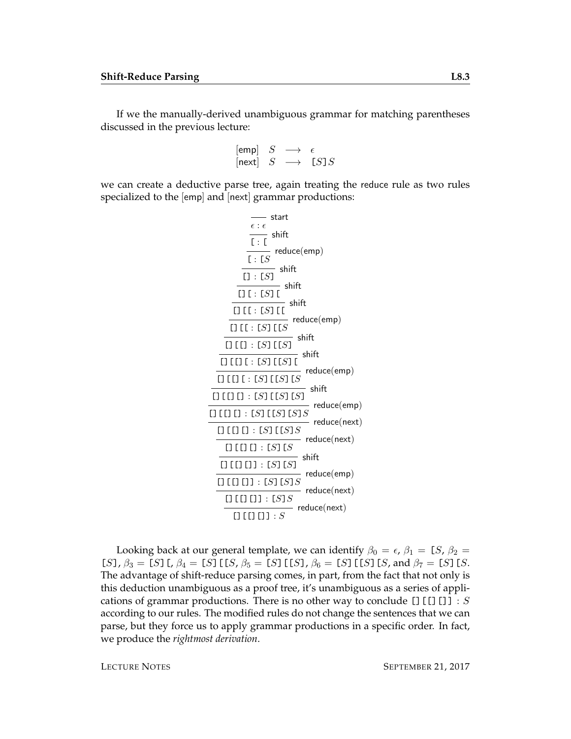If we the manually-derived unambiguous grammar for matching parentheses discussed in the previous lecture:

$$
\begin{array}{lccl}
[\mathsf{emp}] & S & \longrightarrow & \epsilon \\
[\mathsf{next}] & S & \longrightarrow & \texttt{[}S\texttt{]}S
\end{array}
$$

we can create a deductive parse tree, again treating the reduce rule as two rules specialized to the [emp] and [next] grammar productions:

$$
\dfrac{\dfrac{\dfrac{\dfrac{\dfrac{\dfrac{\dfrac{\dfrac{\dfrac{\dfrac{\dfrac{\dfrac{\dfrac{\dfrac{\dfrac{\dfrac{\dfrac{\dfrac{}{\epsilon : \epsilon}\ \mathsf{start}}{\texttt{[} : \texttt{[}}\ \mathsf{shift}}{\texttt{[} : \texttt{[}S}\ \mathsf{reduce(emp)}}{\texttt{[]} : \texttt{[}S\texttt{]}}\ \mathsf{shift}}{\texttt{[][} : \texttt{[}S\texttt{][}}\ \mathsf{shift}}{\texttt{[][[} : \texttt{[}S\texttt{][[}}\ \mathsf{shift}}{\texttt{[][[} : \texttt{[}S\texttt{][[}S}\ \mathsf{reduce(emp)}}{\texttt{[][[]} : \texttt{[}S\texttt{][[}S\texttt{]}}\ \mathsf{shift}}{\texttt{[][[][} : \texttt{[}S\texttt{][[}S\texttt{][}}\ \mathsf{shift}}{\texttt{[][[][} : \texttt{[}S\texttt{][[}S\texttt{][}S}\ \mathsf{reduce(emp)}}{\texttt{[][[][]} : \texttt{[}S\texttt{][[}S\texttt{][}S\texttt{]}}\ \mathsf{shift}}{\texttt{[][[][]} : \texttt{[}S\texttt{][[}S\texttt{][}S\texttt{]}S}\ \mathsf{reduce(emp)}}{\texttt{[][[][]} : \texttt{[}S\texttt{][[}S\texttt{]}S}\ \mathsf{reduce(next)}}{\texttt{[][[][]} : \texttt{[}S\texttt{][}S}\ \mathsf{reduce(next)}}{\texttt{[][[][]]} : \texttt{[}S\texttt{][}S\texttt{]}}\ \mathsf{shift}}{\texttt{[][[][]]} : \texttt{[}S\texttt{][}S\texttt{]}S}\ \mathsf{reduce(emp)}}{\texttt{[][[][]]} : \texttt{[}S\texttt{]}S}\ \mathsf{reduce(next)}}{\texttt{[][[][]]} : S}\ \mathsf{reduce(next)}
$$

Looking back at our general template, we can identify $\beta_0 = \epsilon$, $\beta_1 = \texttt{[}S$, $\beta_2 = \texttt{[}S\texttt{]}$, $\beta_3 = \texttt{[}S\texttt{][}$, $\beta_4 = \texttt{[}S\texttt{][[}S$, $\beta_5 = \texttt{[}S\texttt{][[}S\texttt{]}$, $\beta_6 = \texttt{[}S\texttt{][[}S\texttt{][}S$, and $\beta_7 = \texttt{[}S\texttt{][}S$. The advantage of shift-reduce parsing comes, in part, from the fact that not only is this deduction unambiguous as a proof tree, it's unambiguous as a series of applications of grammar productions. There is no other way to conclude $\texttt{[][[][]]} : S$ according to our rules. The modified rules do not change the sentences that we can parse, but they force us to apply grammar productions in a specific order. In fact, we produce the *rightmost derivation*.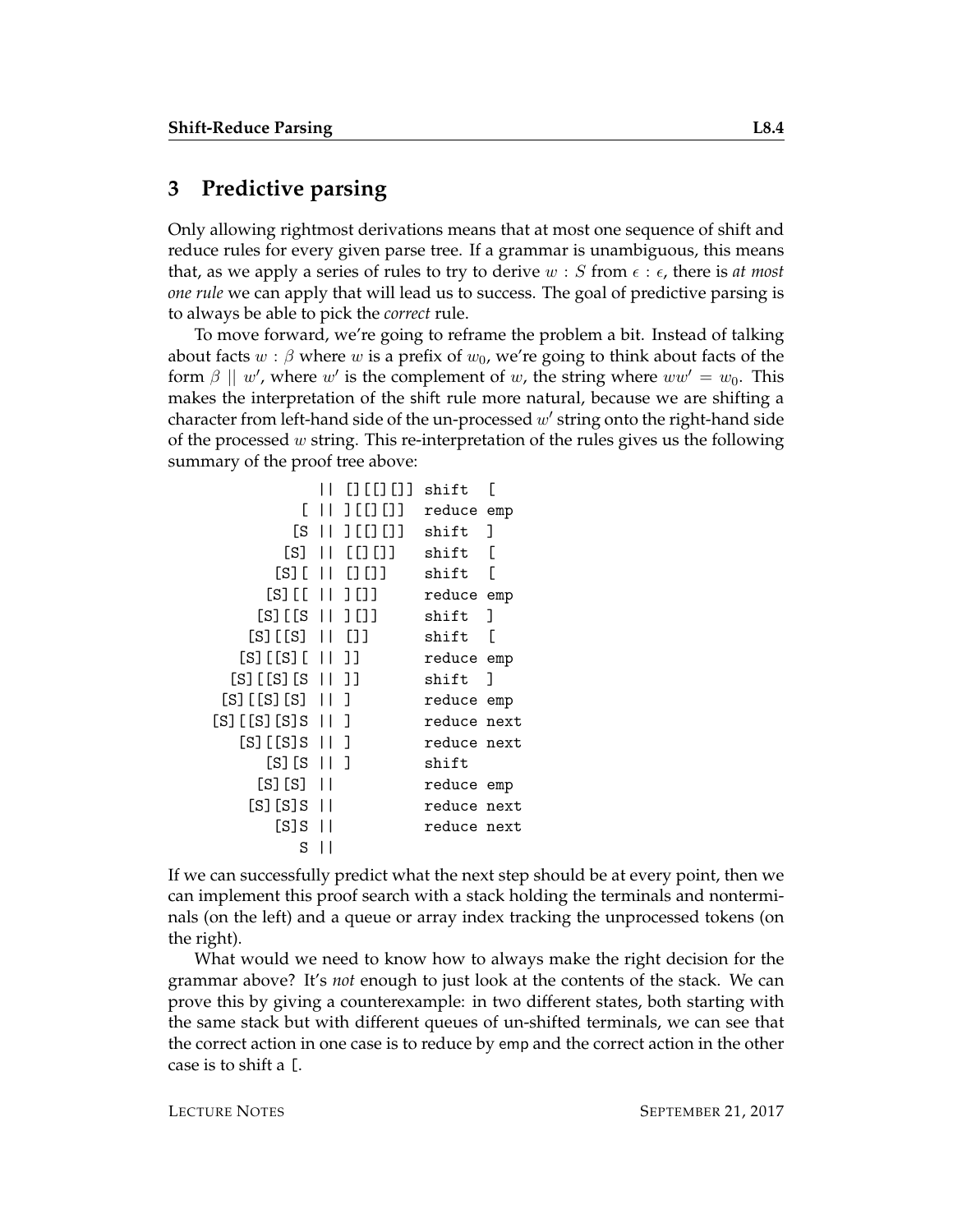# 3 Predictive parsing

Only allowing rightmost derivations means that at most one sequence of shift and reduce rules for every given parse tree. If a grammar is unambiguous, this means that, as we apply a series of rules to try to derive $w : S$ from $\epsilon : \epsilon$, there is *at most one rule* we can apply that will lead us to success. The goal of predictive parsing is to always be able to pick the *correct* rule.

To move forward, we're going to reframe the problem a bit. Instead of talking about facts $w : \beta$ where $w$ is a prefix of $w_0$, we're going to think about facts of the form $\beta \mid\mid w'$, where $w'$ is the complement of $w$, the string where $ww' = w_0$. This makes the interpretation of the shift rule more natural, because we are shifting a character from left-hand side of the un-processed $w'$ string onto the right-hand side of the processed $w$ string. This re-interpretation of the rules gives us the following summary of the proof tree above:

```
               || [][[][]] shift  [
             [ || ][[][]]  reduce emp
            [S || ][[][]]  shift  ]
           [S] || [[][]]   shift  [
          [S][ || [][]]    shift  [
         [S][[ || ][]]     reduce emp
        [S][[S || ][]]     shift  ]
       [S][[S] || []]      shift  [
      [S][[S][ || ]]       reduce emp
     [S][[S][S || ]]       shift  ]
    [S][[S][S] || ]        reduce emp
   [S][[S][S]S || ]        reduce next
      [S][[S]S || ]        reduce next
         [S][S || ]        shift
        [S][S] ||          reduce emp
       [S][S]S ||          reduce next
          [S]S ||          reduce next
             S ||
```

If we can successfully predict what the next step should be at every point, then we can implement this proof search with a stack holding the terminals and nonterminals (on the left) and a queue or array index tracking the unprocessed tokens (on the right).

What would we need to know how to always make the right decision for the grammar above? It's *not* enough to just look at the contents of the stack. We can prove this by giving a counterexample: in two different states, both starting with the same stack but with different queues of un-shifted terminals, we can see that the correct action in one case is to reduce by emp and the correct action in the other case is to shift a [.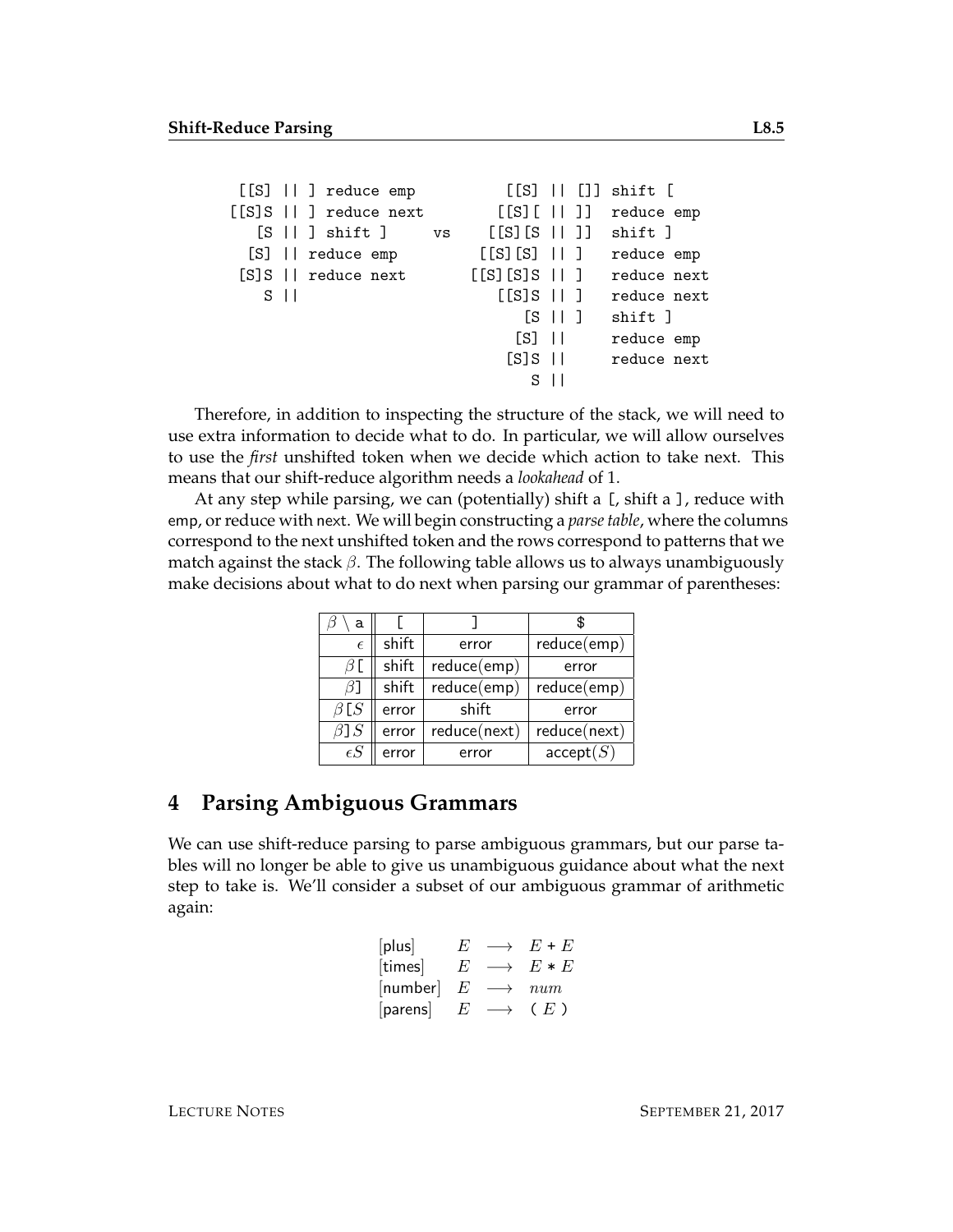```
 [[S] || ] reduce emp          [[S] || []] shift [
[[S]S || ] reduce next        [[S][ || ]]  reduce emp
   [S || ] shift ]      vs    [[S][S || ]]  shift ]
  [S] || reduce emp           [[S][S] || ]  reduce emp
 [S]S || reduce next         [[S][S]S || ]  reduce next
    S ||                        [[S]S || ]  reduce next
                                   [S || ]  shift ]
                                  [S] ||    reduce emp
                                 [S]S ||    reduce next
                                    S ||
```

Therefore, in addition to inspecting the structure of the stack, we will need to use extra information to decide what to do. In particular, we will allow ourselves to use the *first* unshifted token when we decide which action to take next. This means that our shift-reduce algorithm needs a *lookahead* of 1.

At any step while parsing, we can (potentially) shift a `[`, shift a `]`, reduce with emp, or reduce with next. We will begin constructing a *parse table*, where the columns correspond to the next unshifted token and the rows correspond to patterns that we match against the stack $\beta$. The following table allows us to always unambiguously make decisions about what to do next when parsing our grammar of parentheses:

| $\beta \setminus$ a | `[` | `]` | `$` |
|---|---|---|---|
| $\epsilon$ | shift | error | reduce(emp) |
| $\beta$`[` | shift | reduce(emp) | error |
| $\beta$`]` | shift | reduce(emp) | reduce(emp) |
| $\beta$`[`$S$ | error | shift | error |
| $\beta$`]`$S$ | error | reduce(next) | reduce(next) |
| $\epsilon S$ | error | error | accept($S$) |

## 4 Parsing Ambiguous Grammars

We can use shift-reduce parsing to parse ambiguous grammars, but our parse tables will no longer be able to give us unambiguous guidance about what the next step to take is. We'll consider a subset of our ambiguous grammar of arithmetic again:

$$
\begin{array}{llll}
[\text{plus}] & E & \longrightarrow & E \texttt{+} E \\
[\text{times}] & E & \longrightarrow & E \texttt{*} E \\
[\text{number}] & E & \longrightarrow & num \\
[\text{parens}] & E & \longrightarrow & \texttt{(}\ E\ \texttt{)}
\end{array}
$$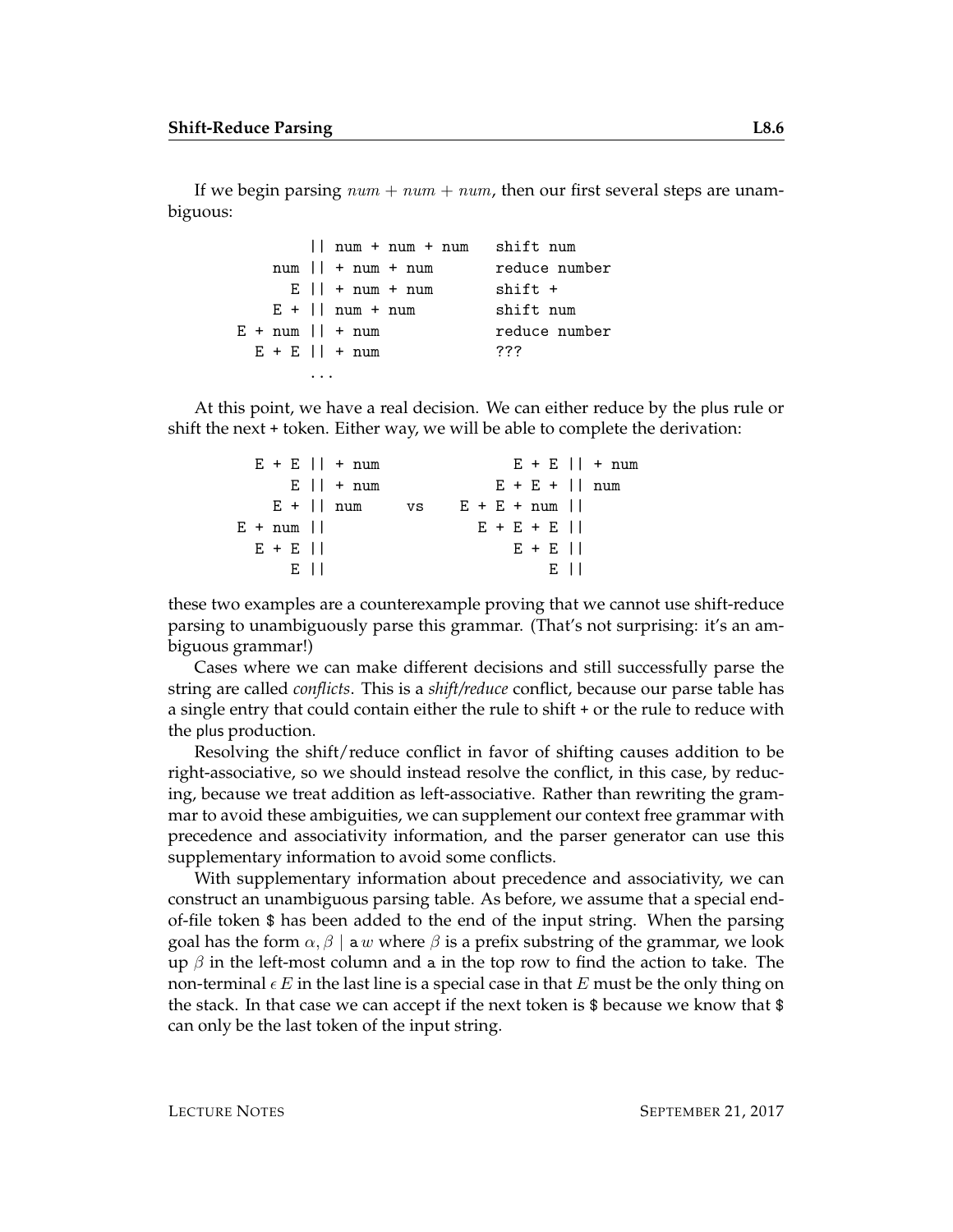If we begin parsing $num + num + num$, then our first several steps are unambiguous:

```
        || num + num + num   shift num
    num || + num + num       reduce number
      E || + num + num       shift +
    E + || num + num         shift num
E + num || + num             reduce number
  E + E || + num             ???
        ...
```

At this point, we have a real decision. We can either reduce by the plus rule or shift the next + token. Either way, we will be able to complete the derivation:

```
  E + E || + num                 E + E || + num
      E || + num               E + E + || num
    E + || num      vs     E + E + num ||
E + num ||                   E + E + E ||
  E + E ||                       E + E ||
      E ||                           E ||
```

these two examples are a counterexample proving that we cannot use shift-reduce parsing to unambiguously parse this grammar. (That's not surprising: it's an ambiguous grammar!)

Cases where we can make different decisions and still successfully parse the string are called *conflicts*. This is a *shift/reduce* conflict, because our parse table has a single entry that could contain either the rule to shift + or the rule to reduce with the plus production.

Resolving the shift/reduce conflict in favor of shifting causes addition to be right-associative, so we should instead resolve the conflict, in this case, by reducing, because we treat addition as left-associative. Rather than rewriting the grammar to avoid these ambiguities, we can supplement our context free grammar with precedence and associativity information, and the parser generator can use this supplementary information to avoid some conflicts.

With supplementary information about precedence and associativity, we can construct an unambiguous parsing table. As before, we assume that a special end-of-file token $ has been added to the end of the input string. When the parsing goal has the form $\alpha, \beta \mid \mathtt{a}\, w$ where $\beta$ is a prefix substring of the grammar, we look up $\beta$ in the left-most column and a in the top row to find the action to take. The non-terminal $\epsilon\, E$ in the last line is a special case in that $E$ must be the only thing on the stack. In that case we can accept if the next token is $ because we know that $ can only be the last token of the input string.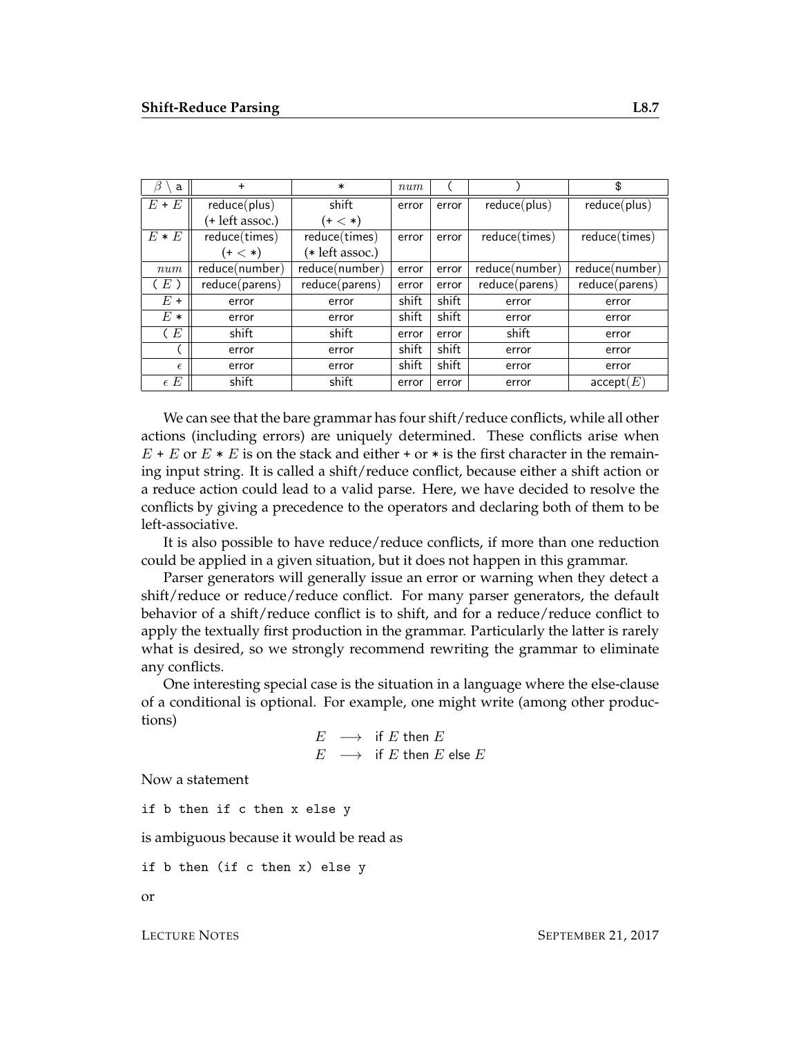| $\beta \setminus$ a | + | ∗ | $num$ | ( | ) | $ |
|---|---|---|---|---|---|---|
| $E$ + $E$ | reduce(plus) (+ left assoc.) | shift (+ $<$ ∗) | error | error | reduce(plus) | reduce(plus) |
| $E$ ∗ $E$ | reduce(times) (+ $<$ ∗) | reduce(times) (∗ left assoc.) | error | error | reduce(times) | reduce(times) |
| $num$ | reduce(number) | reduce(number) | error | error | reduce(number) | reduce(number) |
| ( $E$ ) | reduce(parens) | reduce(parens) | error | error | reduce(parens) | reduce(parens) |
| $E$ + | error | error | shift | shift | error | error |
| $E$ ∗ | error | error | shift | shift | error | error |
| ( $E$ | shift | shift | error | error | shift | error |
| ( | error | error | shift | shift | error | error |
| $\epsilon$ | error | error | shift | shift | error | error |
| $\epsilon$ $E$ | shift | shift | error | error | error | accept($E$) |

We can see that the bare grammar has four shift/reduce conflicts, while all other actions (including errors) are uniquely determined. These conflicts arise when $E$ + $E$ or $E$ ∗ $E$ is on the stack and either + or ∗ is the first character in the remaining input string. It is called a shift/reduce conflict, because either a shift action or a reduce action could lead to a valid parse. Here, we have decided to resolve the conflicts by giving a precedence to the operators and declaring both of them to be left-associative.

It is also possible to have reduce/reduce conflicts, if more than one reduction could be applied in a given situation, but it does not happen in this grammar.

Parser generators will generally issue an error or warning when they detect a shift/reduce or reduce/reduce conflict. For many parser generators, the default behavior of a shift/reduce conflict is to shift, and for a reduce/reduce conflict to apply the textually first production in the grammar. Particularly the latter is rarely what is desired, so we strongly recommend rewriting the grammar to eliminate any conflicts.

One interesting special case is the situation in a language where the else-clause of a conditional is optional. For example, one might write (among other productions)

$$
\begin{array}{lcl}
E & \longrightarrow & \textsf{if } E \textsf{ then } E \\
E & \longrightarrow & \textsf{if } E \textsf{ then } E \textsf{ else } E
\end{array}
$$

Now a statement

```
if b then if c then x else y
```

is ambiguous because it would be read as

```
if b then (if c then x) else y
```

or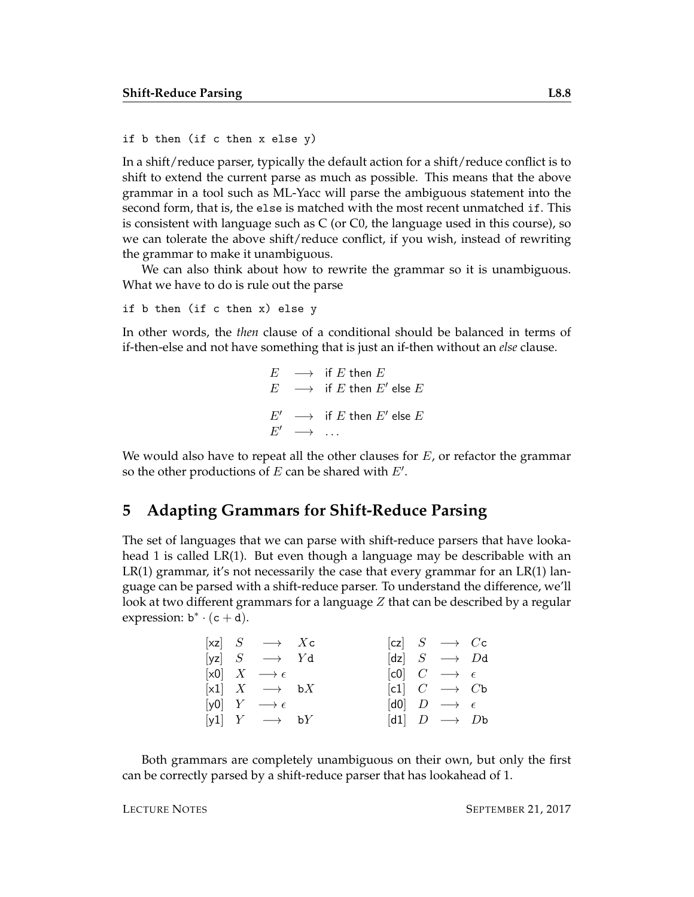```
if b then (if c then x else y)
```

In a shift/reduce parser, typically the default action for a shift/reduce conflict is to shift to extend the current parse as much as possible. This means that the above grammar in a tool such as ML-Yacc will parse the ambiguous statement into the second form, that is, the `else` is matched with the most recent unmatched `if`. This is consistent with language such as C (or C0, the language used in this course), so we can tolerate the above shift/reduce conflict, if you wish, instead of rewriting the grammar to make it unambiguous.

We can also think about how to rewrite the grammar so it is unambiguous. What we have to do is rule out the parse

```
if b then (if c then x) else y
```

In other words, the *then* clause of a conditional should be balanced in terms of if-then-else and not have something that is just an if-then without an *else* clause.

$$
\begin{array}{lcl}
E & \longrightarrow & \mathsf{if}\ E\ \mathsf{then}\ E \\
E & \longrightarrow & \mathsf{if}\ E\ \mathsf{then}\ E'\ \mathsf{else}\ E \\
\\
E' & \longrightarrow & \mathsf{if}\ E\ \mathsf{then}\ E'\ \mathsf{else}\ E \\
E' & \longrightarrow & \ldots
\end{array}
$$

We would also have to repeat all the other clauses for $E$, or refactor the grammar so the other productions of $E$ can be shared with $E'$.

## 5 Adapting Grammars for Shift-Reduce Parsing

The set of languages that we can parse with shift-reduce parsers that have lookahead 1 is called LR(1). But even though a language may be describable with an LR(1) grammar, it's not necessarily the case that every grammar for an LR(1) language can be parsed with a shift-reduce parser. To understand the difference, we'll look at two different grammars for a language $Z$ that can be described by a regular expression: $\mathtt{b}^* \cdot (\mathtt{c} + \mathtt{d})$.

$$
\begin{array}{llcl}
[\mathsf{xz}] & S & \longrightarrow & X\mathtt{c} \\
[\mathsf{yz}] & S & \longrightarrow & Y\mathtt{d} \\
[\mathsf{x0}] & X & \longrightarrow & \epsilon \\
[\mathsf{x1}] & X & \longrightarrow & \mathtt{b}X \\
[\mathsf{y0}] & Y & \longrightarrow & \epsilon \\
[\mathsf{y1}] & Y & \longrightarrow & \mathtt{b}Y
\end{array}
\qquad\qquad
\begin{array}{llcl}
[\mathsf{cz}] & S & \longrightarrow & C\mathtt{c} \\
[\mathsf{dz}] & S & \longrightarrow & D\mathtt{d} \\
[\mathsf{c0}] & C & \longrightarrow & \epsilon \\
[\mathsf{c1}] & C & \longrightarrow & C\mathtt{b} \\
[\mathsf{d0}] & D & \longrightarrow & \epsilon \\
[\mathsf{d1}] & D & \longrightarrow & D\mathtt{b}
\end{array}
$$

Both grammars are completely unambiguous on their own, but only the first can be correctly parsed by a shift-reduce parser that has lookahead of 1.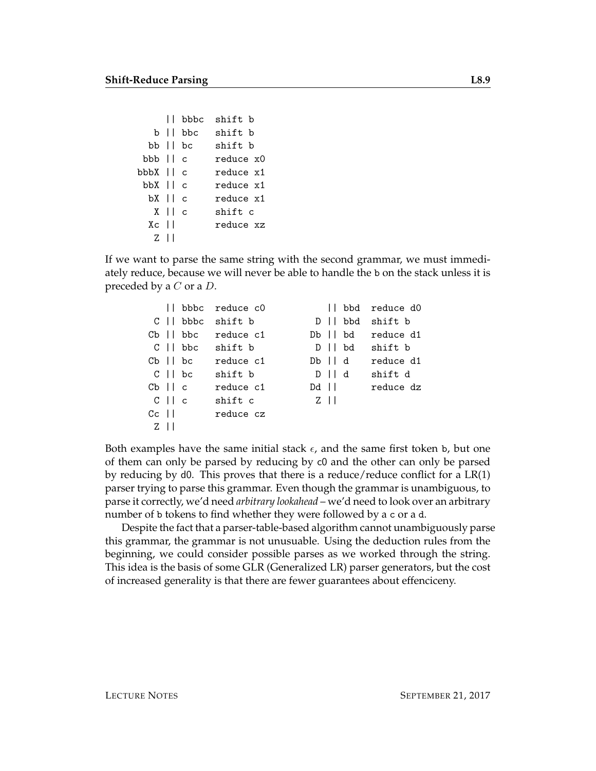```
     || bbbc  shift b
   b || bbc   shift b
  bb || bc    shift b
 bbb || c     reduce x0
bbbX || c     reduce x1
 bbX || c     reduce x1
  bX || c     reduce x1
   X || c     shift c
  Xc ||       reduce xz
   Z ||
```

If we want to parse the same string with the second grammar, we must immediately reduce, because we will never be able to handle the b on the stack unless it is preceded by a $C$ or a $D$.

```
   || bbbc  reduce c0            || bbd  reduce d0
 C || bbbc  shift b            D || bbd  shift b
Cb || bbc   reduce c1         Db || bd   reduce d1
 C || bbc   shift b            D || bd   shift b
Cb || bc    reduce c1         Db || d    reduce d1
 C || bc    shift b            D || d    shift d
Cb || c     reduce c1         Dd ||      reduce dz
 C || c     shift c            Z ||
Cc ||       reduce cz
 Z ||
```

Both examples have the same initial stack $\epsilon$, and the same first token b, but one of them can only be parsed by reducing by c0 and the other can only be parsed by reducing by d0. This proves that there is a reduce/reduce conflict for a LR(1) parser trying to parse this grammar. Even though the grammar is unambiguous, to parse it correctly, we'd need *arbitrary lookahead* – we'd need to look over an arbitrary number of b tokens to find whether they were followed by a c or a d.

Despite the fact that a parser-table-based algorithm cannot unambiguously parse this grammar, the grammar is not unusuable. Using the deduction rules from the beginning, we could consider possible parses as we worked through the string. This idea is the basis of some GLR (Generalized LR) parser generators, but the cost of increased generality is that there are fewer guarantees about effenciceny.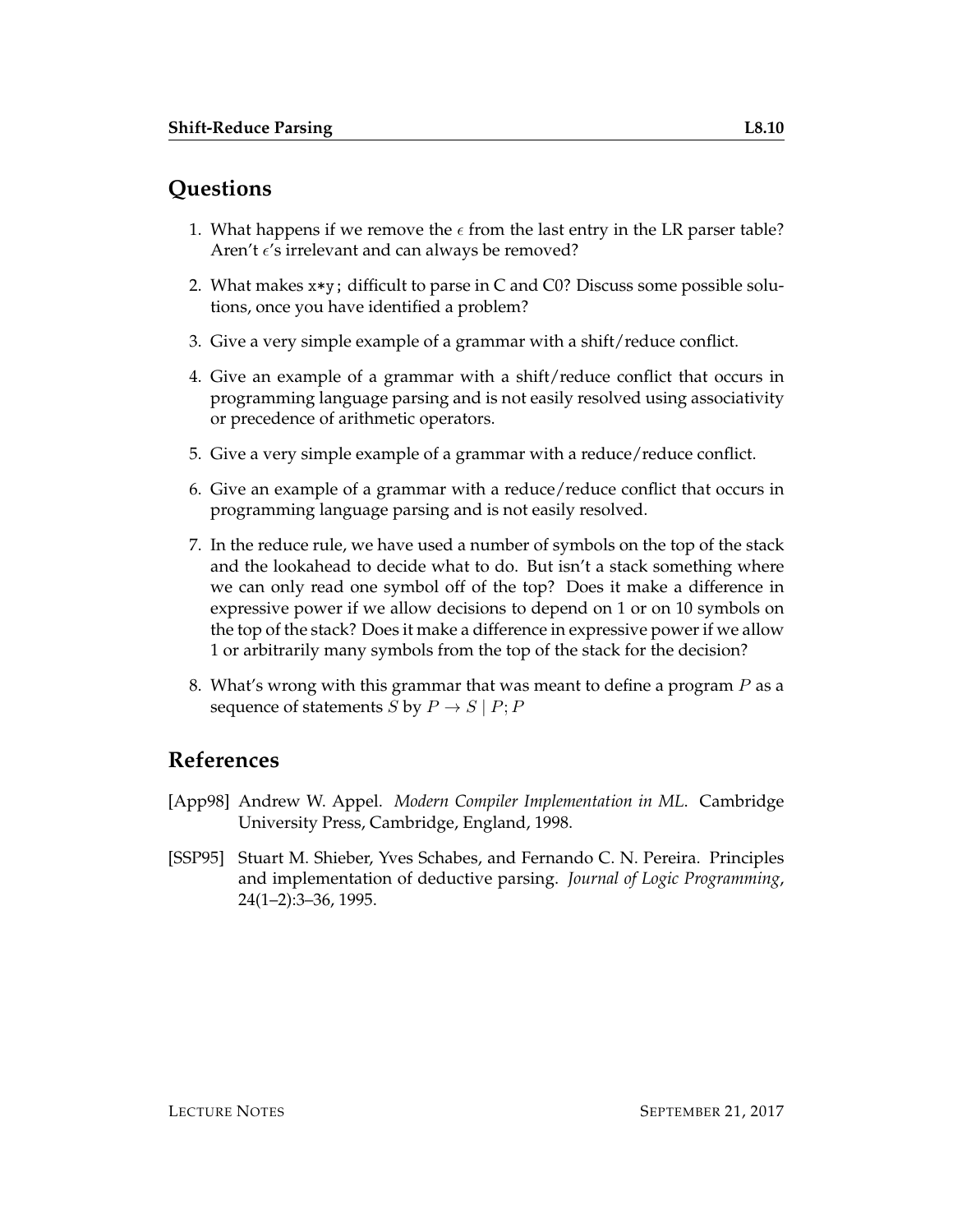## Questions

1. What happens if we remove the $\epsilon$ from the last entry in the LR parser table? Aren't $\epsilon$'s irrelevant and can always be removed?

2. What makes `x*y;` difficult to parse in C and C0? Discuss some possible solutions, once you have identified a problem?

3. Give a very simple example of a grammar with a shift/reduce conflict.

4. Give an example of a grammar with a shift/reduce conflict that occurs in programming language parsing and is not easily resolved using associativity or precedence of arithmetic operators.

5. Give a very simple example of a grammar with a reduce/reduce conflict.

6. Give an example of a grammar with a reduce/reduce conflict that occurs in programming language parsing and is not easily resolved.

7. In the reduce rule, we have used a number of symbols on the top of the stack and the lookahead to decide what to do. But isn't a stack something where we can only read one symbol off of the top? Does it make a difference in expressive power if we allow decisions to depend on 1 or on 10 symbols on the top of the stack? Does it make a difference in expressive power if we allow 1 or arbitrarily many symbols from the top of the stack for the decision?

8. What's wrong with this grammar that was meant to define a program $P$ as a sequence of statements $S$ by $P \to S \mid P; P$

## References

[App98] Andrew W. Appel. *Modern Compiler Implementation in ML*. Cambridge University Press, Cambridge, England, 1998.

[SSP95] Stuart M. Shieber, Yves Schabes, and Fernando C. N. Pereira. Principles and implementation of deductive parsing. *Journal of Logic Programming*, 24(1–2):3–36, 1995.